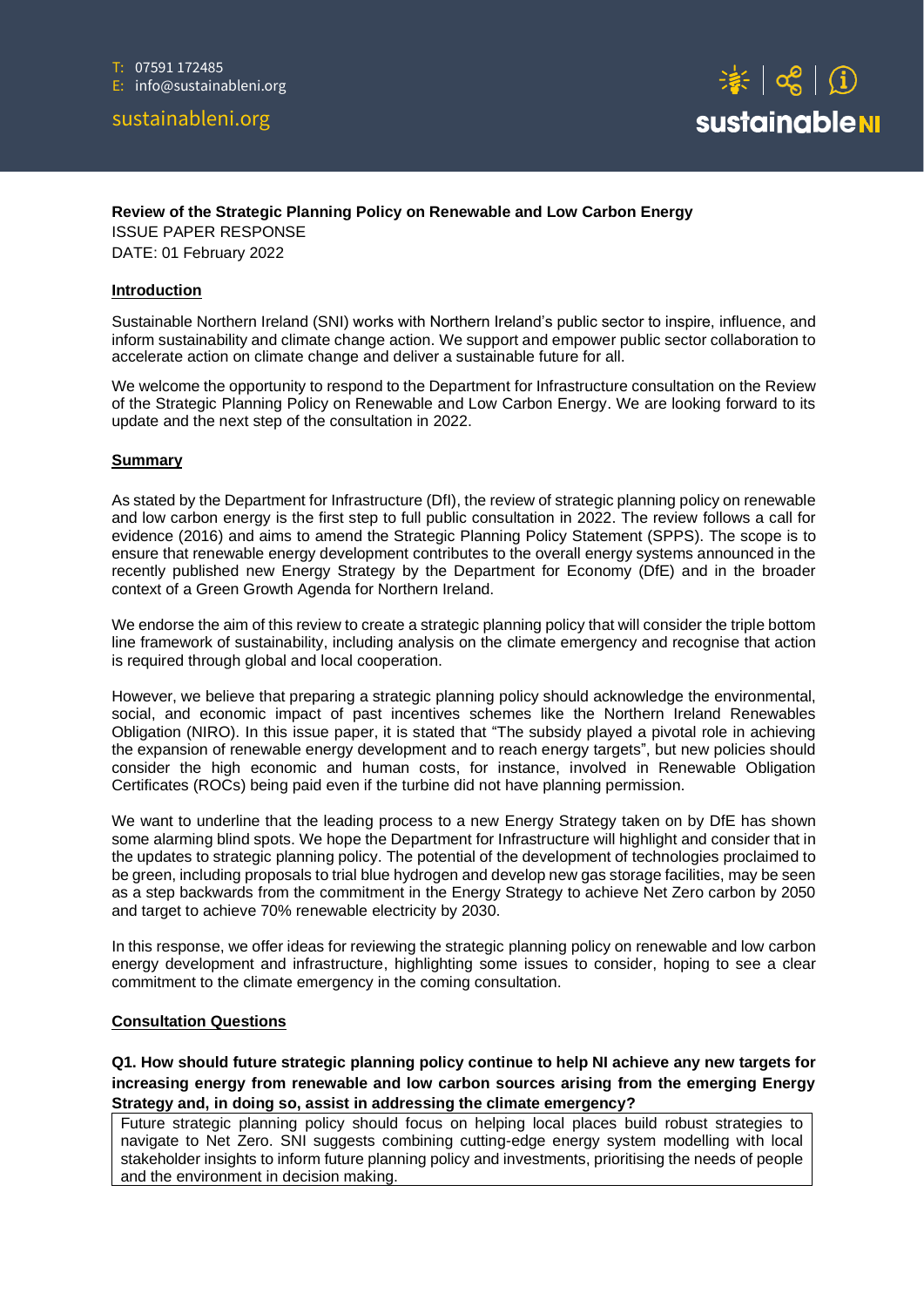T: 07591 172485
E: info@sustainableni.org

sustainableni.org

sustainableNI

**Review of the Strategic Planning Policy on Renewable and Low Carbon Energy**
ISSUE PAPER RESPONSE
DATE: 01 February 2022

## Introduction

Sustainable Northern Ireland (SNI) works with Northern Ireland's public sector to inspire, influence, and inform sustainability and climate change action. We support and empower public sector collaboration to accelerate action on climate change and deliver a sustainable future for all.

We welcome the opportunity to respond to the Department for Infrastructure consultation on the Review of the Strategic Planning Policy on Renewable and Low Carbon Energy. We are looking forward to its update and the next step of the consultation in 2022.

## Summary

As stated by the Department for Infrastructure (DfI), the review of strategic planning policy on renewable and low carbon energy is the first step to full public consultation in 2022. The review follows a call for evidence (2016) and aims to amend the Strategic Planning Policy Statement (SPPS). The scope is to ensure that renewable energy development contributes to the overall energy systems announced in the recently published new Energy Strategy by the Department for Economy (DfE) and in the broader context of a Green Growth Agenda for Northern Ireland.

We endorse the aim of this review to create a strategic planning policy that will consider the triple bottom line framework of sustainability, including analysis on the climate emergency and recognise that action is required through global and local cooperation.

However, we believe that preparing a strategic planning policy should acknowledge the environmental, social, and economic impact of past incentives schemes like the Northern Ireland Renewables Obligation (NIRO). In this issue paper, it is stated that "The subsidy played a pivotal role in achieving the expansion of renewable energy development and to reach energy targets", but new policies should consider the high economic and human costs, for instance, involved in Renewable Obligation Certificates (ROCs) being paid even if the turbine did not have planning permission.

We want to underline that the leading process to a new Energy Strategy taken on by DfE has shown some alarming blind spots. We hope the Department for Infrastructure will highlight and consider that in the updates to strategic planning policy. The potential of the development of technologies proclaimed to be green, including proposals to trial blue hydrogen and develop new gas storage facilities, may be seen as a step backwards from the commitment in the Energy Strategy to achieve Net Zero carbon by 2050 and target to achieve 70% renewable electricity by 2030.

In this response, we offer ideas for reviewing the strategic planning policy on renewable and low carbon energy development and infrastructure, highlighting some issues to consider, hoping to see a clear commitment to the climate emergency in the coming consultation.

## Consultation Questions

**Q1. How should future strategic planning policy continue to help NI achieve any new targets for increasing energy from renewable and low carbon sources arising from the emerging Energy Strategy and, in doing so, assist in addressing the climate emergency?**

Future strategic planning policy should focus on helping local places build robust strategies to navigate to Net Zero. SNI suggests combining cutting-edge energy system modelling with local stakeholder insights to inform future planning policy and investments, prioritising the needs of people and the environment in decision making.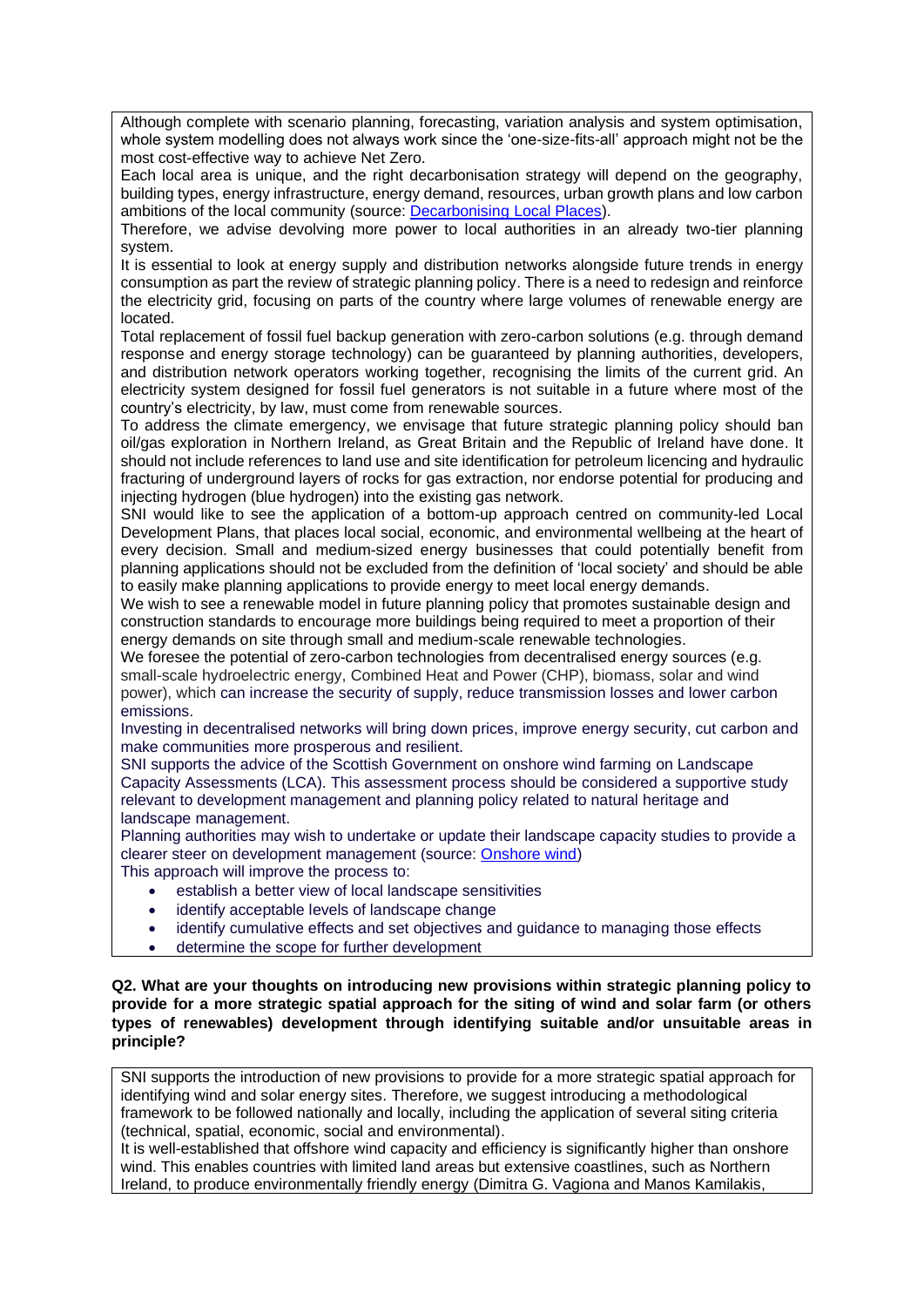Although complete with scenario planning, forecasting, variation analysis and system optimisation, whole system modelling does not always work since the 'one-size-fits-all' approach might not be the most cost-effective way to achieve Net Zero.

Each local area is unique, and the right decarbonisation strategy will depend on the geography, building types, energy infrastructure, energy demand, resources, urban growth plans and low carbon ambitions of the local community (source: [Decarbonising Local Places]).

Therefore, we advise devolving more power to local authorities in an already two-tier planning system.

It is essential to look at energy supply and distribution networks alongside future trends in energy consumption as part the review of strategic planning policy. There is a need to redesign and reinforce the electricity grid, focusing on parts of the country where large volumes of renewable energy are located.

Total replacement of fossil fuel backup generation with zero-carbon solutions (e.g. through demand response and energy storage technology) can be guaranteed by planning authorities, developers, and distribution network operators working together, recognising the limits of the current grid. An electricity system designed for fossil fuel generators is not suitable in a future where most of the country's electricity, by law, must come from renewable sources.

To address the climate emergency, we envisage that future strategic planning policy should ban oil/gas exploration in Northern Ireland, as Great Britain and the Republic of Ireland have done. It should not include references to land use and site identification for petroleum licencing and hydraulic fracturing of underground layers of rocks for gas extraction, nor endorse potential for producing and injecting hydrogen (blue hydrogen) into the existing gas network.

SNI would like to see the application of a bottom-up approach centred on community-led Local Development Plans, that places local social, economic, and environmental wellbeing at the heart of every decision. Small and medium-sized energy businesses that could potentially benefit from planning applications should not be excluded from the definition of 'local society' and should be able to easily make planning applications to provide energy to meet local energy demands.

We wish to see a renewable model in future planning policy that promotes sustainable design and construction standards to encourage more buildings being required to meet a proportion of their energy demands on site through small and medium-scale renewable technologies.

We foresee the potential of zero-carbon technologies from decentralised energy sources (e.g. small-scale hydroelectric energy, Combined Heat and Power (CHP), biomass, solar and wind power), which can increase the security of supply, reduce transmission losses and lower carbon emissions.

Investing in decentralised networks will bring down prices, improve energy security, cut carbon and make communities more prosperous and resilient.

SNI supports the advice of the Scottish Government on onshore wind farming on Landscape Capacity Assessments (LCA). This assessment process should be considered a supportive study relevant to development management and planning policy related to natural heritage and landscape management.

Planning authorities may wish to undertake or update their landscape capacity studies to provide a clearer steer on development management (source: [Onshore wind])

This approach will improve the process to:

- establish a better view of local landscape sensitivities
- identify acceptable levels of landscape change
- identify cumulative effects and set objectives and guidance to managing those effects
- determine the scope for further development

**Q2. What are your thoughts on introducing new provisions within strategic planning policy to provide for a more strategic spatial approach for the siting of wind and solar farm (or others types of renewables) development through identifying suitable and/or unsuitable areas in principle?**

SNI supports the introduction of new provisions to provide for a more strategic spatial approach for identifying wind and solar energy sites. Therefore, we suggest introducing a methodological framework to be followed nationally and locally, including the application of several siting criteria (technical, spatial, economic, social and environmental).

It is well-established that offshore wind capacity and efficiency is significantly higher than onshore wind. This enables countries with limited land areas but extensive coastlines, such as Northern Ireland, to produce environmentally friendly energy (Dimitra G. Vagiona and Manos Kamilakis,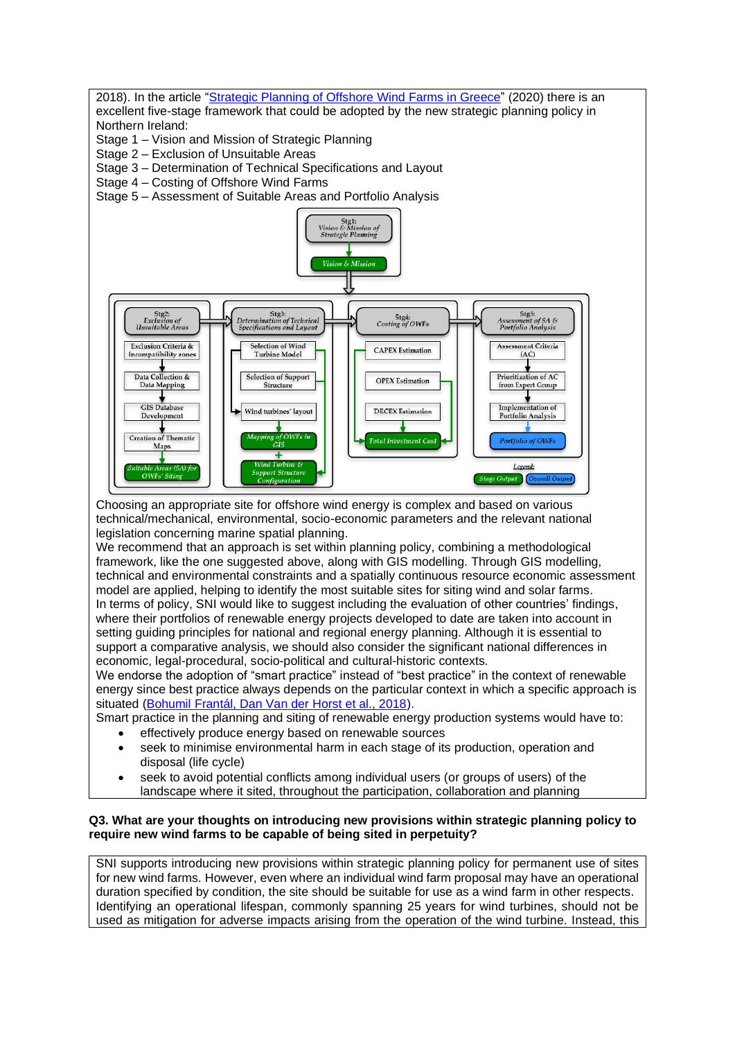2018). In the article "Strategic Planning of Offshore Wind Farms in Greece" (2020) there is an excellent five-stage framework that could be adopted by the new strategic planning policy in Northern Ireland:

Stage 1 – Vision and Mission of Strategic Planning
Stage 2 – Exclusion of Unsuitable Areas
Stage 3 – Determination of Technical Specifications and Layout
Stage 4 – Costing of Offshore Wind Farms
Stage 5 – Assessment of Suitable Areas and Portfolio Analysis

Choosing an appropriate site for offshore wind energy is complex and based on various technical/mechanical, environmental, socio-economic parameters and the relevant national legislation concerning marine spatial planning.

We recommend that an approach is set within planning policy, combining a methodological framework, like the one suggested above, along with GIS modelling. Through GIS modelling, technical and environmental constraints and a spatially continuous resource economic assessment model are applied, helping to identify the most suitable sites for siting wind and solar farms.

In terms of policy, SNI would like to suggest including the evaluation of other countries' findings, where their portfolios of renewable energy projects developed to date are taken into account in setting guiding principles for national and regional energy planning. Although it is essential to support a comparative analysis, we should also consider the significant national differences in economic, legal-procedural, socio-political and cultural-historic contexts.

We endorse the adoption of "smart practice" instead of "best practice" in the context of renewable energy since best practice always depends on the particular context in which a specific approach is situated (Bohumil Frantál, Dan Van der Horst et al., 2018).

Smart practice in the planning and siting of renewable energy production systems would have to:

- effectively produce energy based on renewable sources
- seek to minimise environmental harm in each stage of its production, operation and disposal (life cycle)
- seek to avoid potential conflicts among individual users (or groups of users) of the landscape where it sited, throughout the participation, collaboration and planning

**Q3. What are your thoughts on introducing new provisions within strategic planning policy to require new wind farms to be capable of being sited in perpetuity?**

SNI supports introducing new provisions within strategic planning policy for permanent use of sites for new wind farms. However, even where an individual wind farm proposal may have an operational duration specified by condition, the site should be suitable for use as a wind farm in other respects. Identifying an operational lifespan, commonly spanning 25 years for wind turbines, should not be used as mitigation for adverse impacts arising from the operation of the wind turbine. Instead, this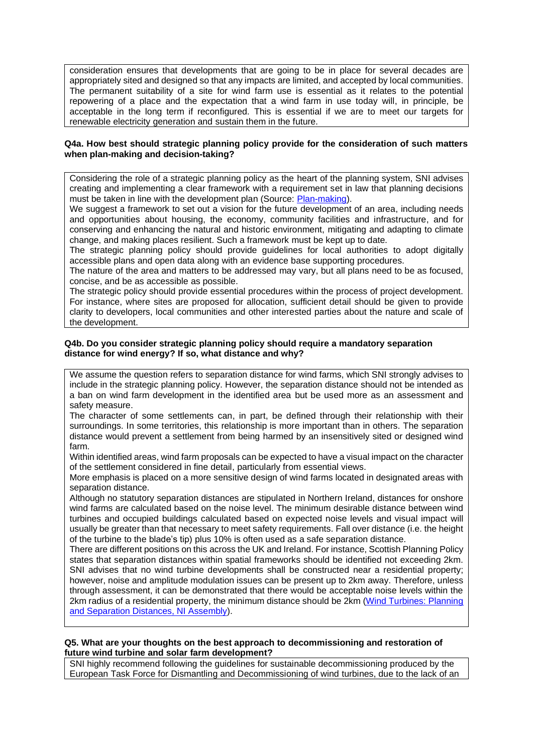consideration ensures that developments that are going to be in place for several decades are appropriately sited and designed so that any impacts are limited, and accepted by local communities. The permanent suitability of a site for wind farm use is essential as it relates to the potential repowering of a place and the expectation that a wind farm in use today will, in principle, be acceptable in the long term if reconfigured. This is essential if we are to meet our targets for renewable electricity generation and sustain them in the future.

**Q4a. How best should strategic planning policy provide for the consideration of such matters when plan-making and decision-taking?**

Considering the role of a strategic planning policy as the heart of the planning system, SNI advises creating and implementing a clear framework with a requirement set in law that planning decisions must be taken in line with the development plan (Source: [Plan-making](Plan-making)).

We suggest a framework to set out a vision for the future development of an area, including needs and opportunities about housing, the economy, community facilities and infrastructure, and for conserving and enhancing the natural and historic environment, mitigating and adapting to climate change, and making places resilient. Such a framework must be kept up to date.

The strategic planning policy should provide guidelines for local authorities to adopt digitally accessible plans and open data along with an evidence base supporting procedures.

The nature of the area and matters to be addressed may vary, but all plans need to be as focused, concise, and be as accessible as possible.

The strategic policy should provide essential procedures within the process of project development. For instance, where sites are proposed for allocation, sufficient detail should be given to provide clarity to developers, local communities and other interested parties about the nature and scale of the development.

**Q4b. Do you consider strategic planning policy should require a mandatory separation distance for wind energy? If so, what distance and why?**

We assume the question refers to separation distance for wind farms, which SNI strongly advises to include in the strategic planning policy. However, the separation distance should not be intended as a ban on wind farm development in the identified area but be used more as an assessment and safety measure.

The character of some settlements can, in part, be defined through their relationship with their surroundings. In some territories, this relationship is more important than in others. The separation distance would prevent a settlement from being harmed by an insensitively sited or designed wind farm.

Within identified areas, wind farm proposals can be expected to have a visual impact on the character of the settlement considered in fine detail, particularly from essential views.

More emphasis is placed on a more sensitive design of wind farms located in designated areas with separation distance.

Although no statutory separation distances are stipulated in Northern Ireland, distances for onshore wind farms are calculated based on the noise level. The minimum desirable distance between wind turbines and occupied buildings calculated based on expected noise levels and visual impact will usually be greater than that necessary to meet safety requirements. Fall over distance (i.e. the height of the turbine to the blade's tip) plus 10% is often used as a safe separation distance.

There are different positions on this across the UK and Ireland. For instance, Scottish Planning Policy states that separation distances within spatial frameworks should be identified not exceeding 2km. SNI advises that no wind turbine developments shall be constructed near a residential property; however, noise and amplitude modulation issues can be present up to 2km away. Therefore, unless through assessment, it can be demonstrated that there would be acceptable noise levels within the 2km radius of a residential property, the minimum distance should be 2km ([Wind Turbines: Planning and Separation Distances, NI Assembly](Wind Turbines: Planning and Separation Distances, NI Assembly)).

**Q5. What are your thoughts on the best approach to decommissioning and restoration of future wind turbine and solar farm development?**

SNI highly recommend following the guidelines for sustainable decommissioning produced by the European Task Force for Dismantling and Decommissioning of wind turbines, due to the lack of an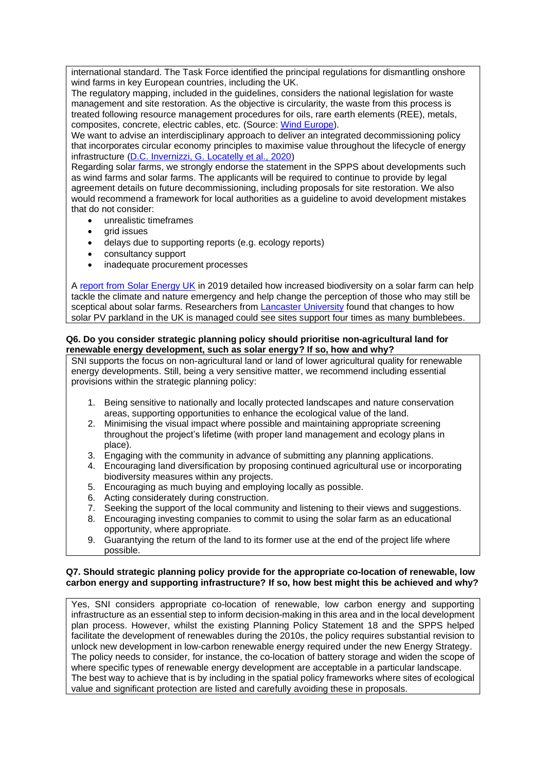international standard. The Task Force identified the principal regulations for dismantling onshore wind farms in key European countries, including the UK.

The regulatory mapping, included in the guidelines, considers the national legislation for waste management and site restoration. As the objective is circularity, the waste from this process is treated following resource management procedures for oils, rare earth elements (REE), metals, composites, concrete, electric cables, etc. (Source: Wind Europe).

We want to advise an interdisciplinary approach to deliver an integrated decommissioning policy that incorporates circular economy principles to maximise value throughout the lifecycle of energy infrastructure (D.C. Invernizzi, G. Locatelly et al., 2020)

Regarding solar farms, we strongly endorse the statement in the SPPS about developments such as wind farms and solar farms. The applicants will be required to continue to provide by legal agreement details on future decommissioning, including proposals for site restoration. We also would recommend a framework for local authorities as a guideline to avoid development mistakes that do not consider:

- unrealistic timeframes
- grid issues
- delays due to supporting reports (e.g. ecology reports)
- consultancy support
- inadequate procurement processes

A report from Solar Energy UK in 2019 detailed how increased biodiversity on a solar farm can help tackle the climate and nature emergency and help change the perception of those who may still be sceptical about solar farms. Researchers from Lancaster University found that changes to how solar PV parkland in the UK is managed could see sites support four times as many bumblebees.

**Q6. Do you consider strategic planning policy should prioritise non-agricultural land for renewable energy development, such as solar energy? If so, how and why?**

SNI supports the focus on non-agricultural land or land of lower agricultural quality for renewable energy developments. Still, being a very sensitive matter, we recommend including essential provisions within the strategic planning policy:

1. Being sensitive to nationally and locally protected landscapes and nature conservation areas, supporting opportunities to enhance the ecological value of the land.
2. Minimising the visual impact where possible and maintaining appropriate screening throughout the project's lifetime (with proper land management and ecology plans in place).
3. Engaging with the community in advance of submitting any planning applications.
4. Encouraging land diversification by proposing continued agricultural use or incorporating biodiversity measures within any projects.
5. Encouraging as much buying and employing locally as possible.
6. Acting considerately during construction.
7. Seeking the support of the local community and listening to their views and suggestions.
8. Encouraging investing companies to commit to using the solar farm as an educational opportunity, where appropriate.
9. Guarantying the return of the land to its former use at the end of the project life where possible.

**Q7. Should strategic planning policy provide for the appropriate co-location of renewable, low carbon energy and supporting infrastructure? If so, how best might this be achieved and why?**

Yes, SNI considers appropriate co-location of renewable, low carbon energy and supporting infrastructure as an essential step to inform decision-making in this area and in the local development plan process. However, whilst the existing Planning Policy Statement 18 and the SPPS helped facilitate the development of renewables during the 2010s, the policy requires substantial revision to unlock new development in low-carbon renewable energy required under the new Energy Strategy. The policy needs to consider, for instance, the co-location of battery storage and widen the scope of where specific types of renewable energy development are acceptable in a particular landscape. The best way to achieve that is by including in the spatial policy frameworks where sites of ecological value and significant protection are listed and carefully avoiding these in proposals.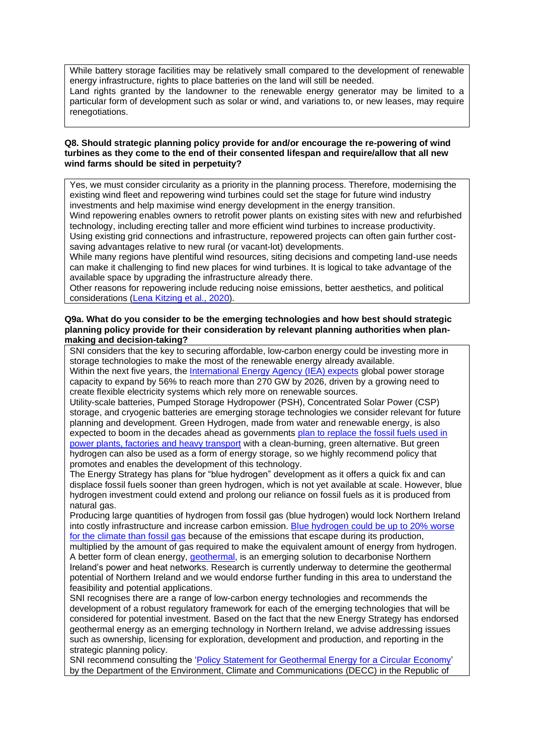While battery storage facilities may be relatively small compared to the development of renewable energy infrastructure, rights to place batteries on the land will still be needed.
Land rights granted by the landowner to the renewable energy generator may be limited to a particular form of development such as solar or wind, and variations to, or new leases, may require renegotiations.

**Q8. Should strategic planning policy provide for and/or encourage the re-powering of wind turbines as they come to the end of their consented lifespan and require/allow that all new wind farms should be sited in perpetuity?**

Yes, we must consider circularity as a priority in the planning process. Therefore, modernising the existing wind fleet and repowering wind turbines could set the stage for future wind industry investments and help maximise wind energy development in the energy transition.
Wind repowering enables owners to retrofit power plants on existing sites with new and refurbished technology, including erecting taller and more efficient wind turbines to increase productivity.
Using existing grid connections and infrastructure, repowered projects can often gain further cost-saving advantages relative to new rural (or vacant-lot) developments.
While many regions have plentiful wind resources, siting decisions and competing land-use needs can make it challenging to find new places for wind turbines. It is logical to take advantage of the available space by upgrading the infrastructure already there.
Other reasons for repowering include reducing noise emissions, better aesthetics, and political considerations (Lena Kitzing et al., 2020).

**Q9a. What do you consider to be the emerging technologies and how best should strategic planning policy provide for their consideration by relevant planning authorities when plan-making and decision-taking?**

SNI considers that the key to securing affordable, low-carbon energy could be investing more in storage technologies to make the most of the renewable energy already available.
Within the next five years, the International Energy Agency (IEA) expects global power storage capacity to expand by 56% to reach more than 270 GW by 2026, driven by a growing need to create flexible electricity systems which rely more on renewable sources.
Utility-scale batteries, Pumped Storage Hydropower (PSH), Concentrated Solar Power (CSP) storage, and cryogenic batteries are emerging storage technologies we consider relevant for future planning and development. Green Hydrogen, made from water and renewable energy, is also expected to boom in the decades ahead as governments plan to replace the fossil fuels used in power plants, factories and heavy transport with a clean-burning, green alternative. But green hydrogen can also be used as a form of energy storage, so we highly recommend policy that promotes and enables the development of this technology.
The Energy Strategy has plans for "blue hydrogen" development as it offers a quick fix and can displace fossil fuels sooner than green hydrogen, which is not yet available at scale. However, blue hydrogen investment could extend and prolong our reliance on fossil fuels as it is produced from natural gas.
Producing large quantities of hydrogen from fossil gas (blue hydrogen) would lock Northern Ireland into costly infrastructure and increase carbon emission. Blue hydrogen could be up to 20% worse for the climate than fossil gas because of the emissions that escape during its production, multiplied by the amount of gas required to make the equivalent amount of energy from hydrogen.
A better form of clean energy, geothermal, is an emerging solution to decarbonise Northern Ireland's power and heat networks. Research is currently underway to determine the geothermal potential of Northern Ireland and we would endorse further funding in this area to understand the feasibility and potential applications.
SNI recognises there are a range of low-carbon energy technologies and recommends the development of a robust regulatory framework for each of the emerging technologies that will be considered for potential investment. Based on the fact that the new Energy Strategy has endorsed geothermal energy as an emerging technology in Northern Ireland, we advise addressing issues such as ownership, licensing for exploration, development and production, and reporting in the strategic planning policy.
SNI recommend consulting the 'Policy Statement for Geothermal Energy for a Circular Economy' by the Department of the Environment, Climate and Communications (DECC) in the Republic of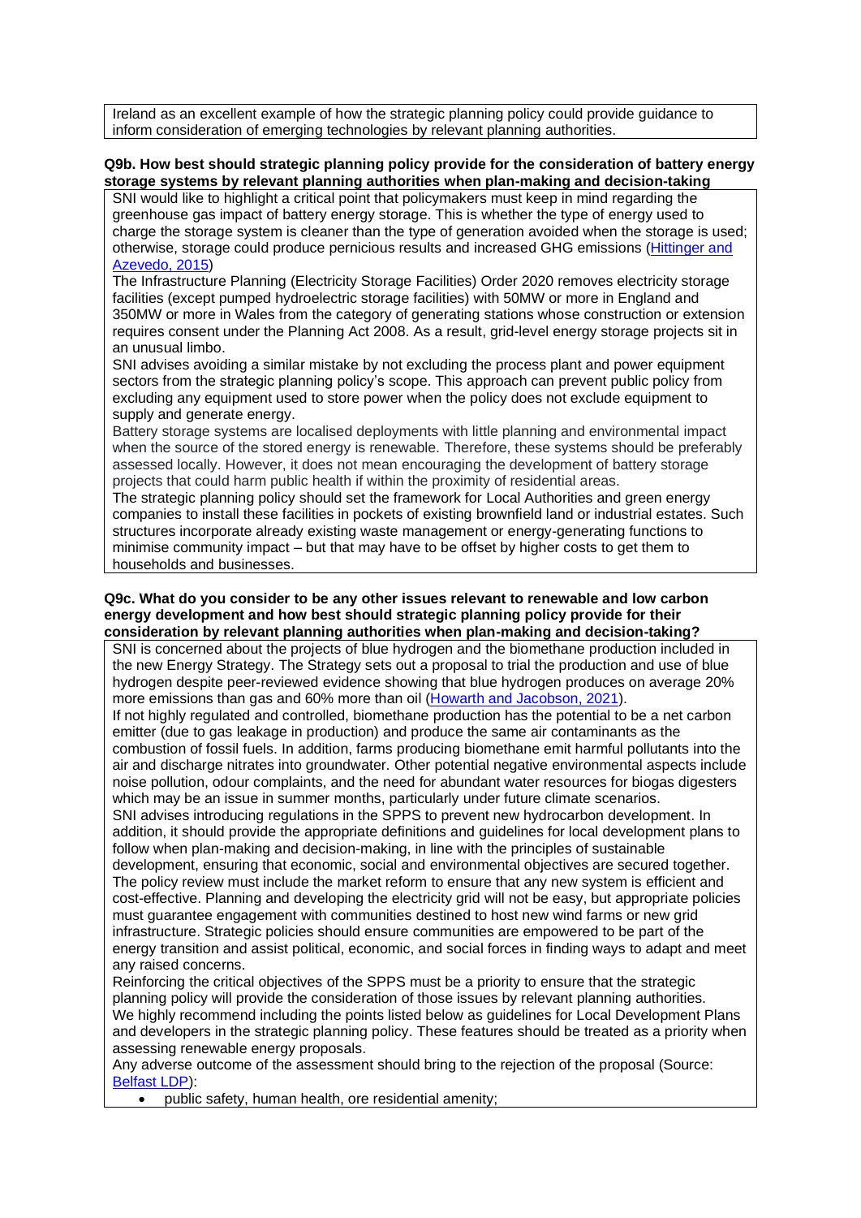Ireland as an excellent example of how the strategic planning policy could provide guidance to inform consideration of emerging technologies by relevant planning authorities.

**Q9b. How best should strategic planning policy provide for the consideration of battery energy storage systems by relevant planning authorities when plan-making and decision-taking**

SNI would like to highlight a critical point that policymakers must keep in mind regarding the greenhouse gas impact of battery energy storage. This is whether the type of energy used to charge the storage system is cleaner than the type of generation avoided when the storage is used; otherwise, storage could produce pernicious results and increased GHG emissions (Hittinger and Azevedo, 2015)

The Infrastructure Planning (Electricity Storage Facilities) Order 2020 removes electricity storage facilities (except pumped hydroelectric storage facilities) with 50MW or more in England and 350MW or more in Wales from the category of generating stations whose construction or extension requires consent under the Planning Act 2008. As a result, grid-level energy storage projects sit in an unusual limbo.

SNI advises avoiding a similar mistake by not excluding the process plant and power equipment sectors from the strategic planning policy's scope. This approach can prevent public policy from excluding any equipment used to store power when the policy does not exclude equipment to supply and generate energy.

Battery storage systems are localised deployments with little planning and environmental impact when the source of the stored energy is renewable. Therefore, these systems should be preferably assessed locally. However, it does not mean encouraging the development of battery storage projects that could harm public health if within the proximity of residential areas.

The strategic planning policy should set the framework for Local Authorities and green energy companies to install these facilities in pockets of existing brownfield land or industrial estates. Such structures incorporate already existing waste management or energy-generating functions to minimise community impact – but that may have to be offset by higher costs to get them to households and businesses.

**Q9c. What do you consider to be any other issues relevant to renewable and low carbon energy development and how best should strategic planning policy provide for their consideration by relevant planning authorities when plan-making and decision-taking?**

SNI is concerned about the projects of blue hydrogen and the biomethane production included in the new Energy Strategy. The Strategy sets out a proposal to trial the production and use of blue hydrogen despite peer-reviewed evidence showing that blue hydrogen produces on average 20% more emissions than gas and 60% more than oil (Howarth and Jacobson, 2021).

If not highly regulated and controlled, biomethane production has the potential to be a net carbon emitter (due to gas leakage in production) and produce the same air contaminants as the combustion of fossil fuels. In addition, farms producing biomethane emit harmful pollutants into the air and discharge nitrates into groundwater. Other potential negative environmental aspects include noise pollution, odour complaints, and the need for abundant water resources for biogas digesters which may be an issue in summer months, particularly under future climate scenarios.

SNI advises introducing regulations in the SPPS to prevent new hydrocarbon development. In addition, it should provide the appropriate definitions and guidelines for local development plans to follow when plan-making and decision-making, in line with the principles of sustainable development, ensuring that economic, social and environmental objectives are secured together.

The policy review must include the market reform to ensure that any new system is efficient and cost-effective. Planning and developing the electricity grid will not be easy, but appropriate policies must guarantee engagement with communities destined to host new wind farms or new grid infrastructure. Strategic policies should ensure communities are empowered to be part of the energy transition and assist political, economic, and social forces in finding ways to adapt and meet any raised concerns.

Reinforcing the critical objectives of the SPPS must be a priority to ensure that the strategic planning policy will provide the consideration of those issues by relevant planning authorities.

We highly recommend including the points listed below as guidelines for Local Development Plans and developers in the strategic planning policy. These features should be treated as a priority when assessing renewable energy proposals.

Any adverse outcome of the assessment should bring to the rejection of the proposal (Source: Belfast LDP):

- public safety, human health, ore residential amenity;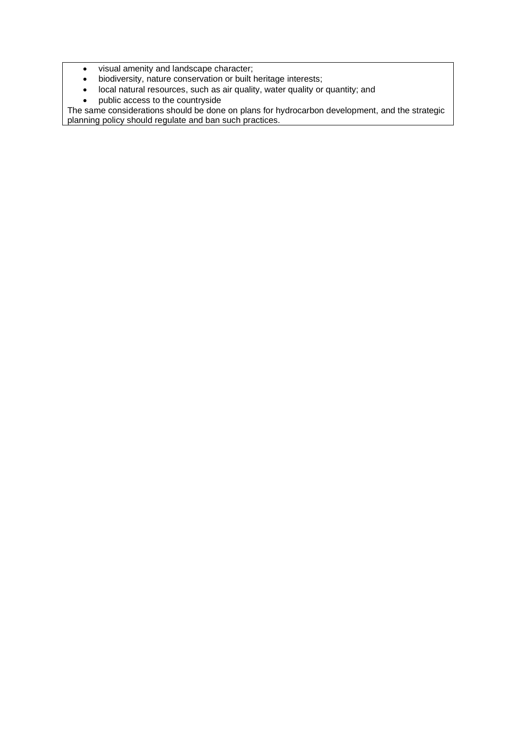- visual amenity and landscape character;
- biodiversity, nature conservation or built heritage interests;
- local natural resources, such as air quality, water quality or quantity; and
- public access to the countryside

The same considerations should be done on plans for hydrocarbon development, and the strategic planning policy should regulate and ban such practices.